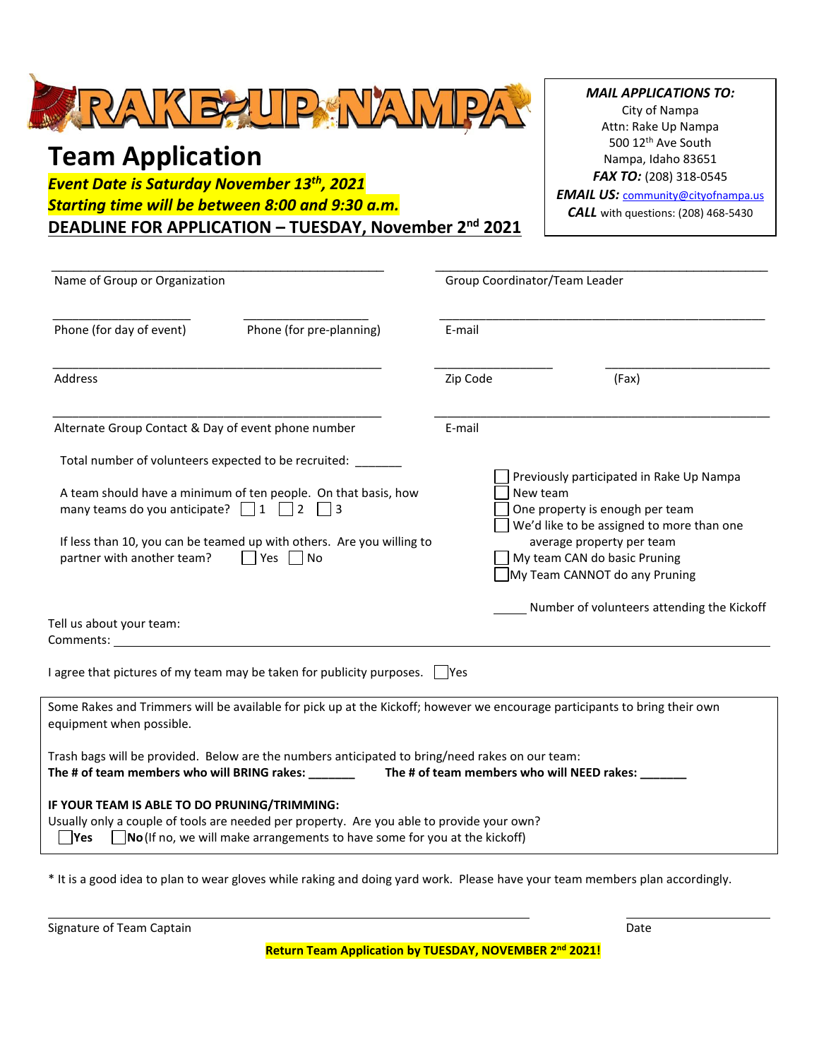# RAKE-UP NAMPA

## Team Application

***Event Date is Saturday November 13th, 2021***

***Starting time will be between 8:00 and 9:30 a.m.***

**DEADLINE FOR APPLICATION – TUESDAY, November 2nd 2021**

***MAIL APPLICATIONS TO:***
City of Nampa
Attn: Rake Up Nampa
500 12th Ave South
Nampa, Idaho 83651
***FAX TO:*** (208) 318-0545
***EMAIL US:*** community@cityofnampa.us
***CALL*** with questions: (208) 468-5430

______________________________ Name of Group or Organization

______________________________ Group Coordinator/Team Leader

______________ Phone (for day of event)

______________ Phone (for pre-planning)

______________________________ E-mail

______________________________ Address

______________ Zip Code

______________ (Fax)

______________________________ Alternate Group Contact & Day of event phone number

______________________________ E-mail

Total number of volunteers expected to be recruited: _______

A team should have a minimum of ten people. On that basis, how many teams do you anticipate? ☐ 1 ☐ 2 ☐ 3

If less than 10, you can be teamed up with others. Are you willing to partner with another team? ☐ Yes ☐ No

☐ Previously participated in Rake Up Nampa
☐ New team
☐ One property is enough per team
☐ We'd like to be assigned to more than one average property per team
☐ My team CAN do basic Pruning
☐ My Team CANNOT do any Pruning

_____ Number of volunteers attending the Kickoff

Tell us about your team:
Comments: ______________________________________________

I agree that pictures of my team may be taken for publicity purposes. ☐ Yes

Some Rakes and Trimmers will be available for pick up at the Kickoff; however we encourage participants to bring their own equipment when possible.

Trash bags will be provided. Below are the numbers anticipated to bring/need rakes on our team:
**The # of team members who will BRING rakes: _______** **The # of team members who will NEED rakes: _______**

**IF YOUR TEAM IS ABLE TO DO PRUNING/TRIMMING:**
Usually only a couple of tools are needed per property. Are you able to provide your own?
☐ **Yes** ☐ **No** (If no, we will make arrangements to have some for you at the kickoff)

\* It is a good idea to plan to wear gloves while raking and doing yard work. Please have your team members plan accordingly.

______________________________ Signature of Team Captain

______________ Date

**Return Team Application by TUESDAY, NOVEMBER 2nd 2021!**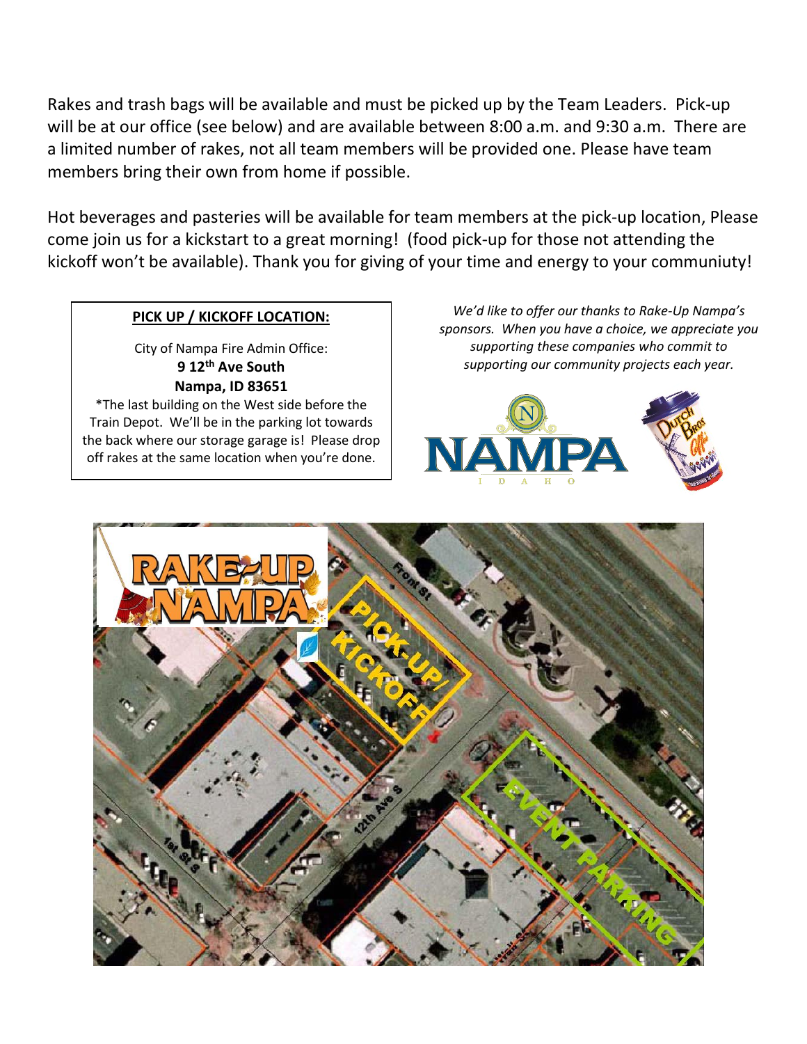Rakes and trash bags will be available and must be picked up by the Team Leaders. Pick-up will be at our office (see below) and are available between 8:00 a.m. and 9:30 a.m. There are a limited number of rakes, not all team members will be provided one. Please have team members bring their own from home if possible.

Hot beverages and pasteries will be available for team members at the pick-up location, Please come join us for a kickstart to a great morning! (food pick-up for those not attending the kickoff won't be available). Thank you for giving of your time and energy to your communiuty!

**PICK UP / KICKOFF LOCATION:**

City of Nampa Fire Admin Office:
**9 12th Ave South**
**Nampa, ID 83651**

*The last building on the West side before the Train Depot. We'll be in the parking lot towards the back where our storage garage is! Please drop off rakes at the same location when you're done.

*We'd like to offer our thanks to Rake-Up Nampa's sponsors. When you have a choice, we appreciate you supporting these companies who commit to supporting our community projects each year.*